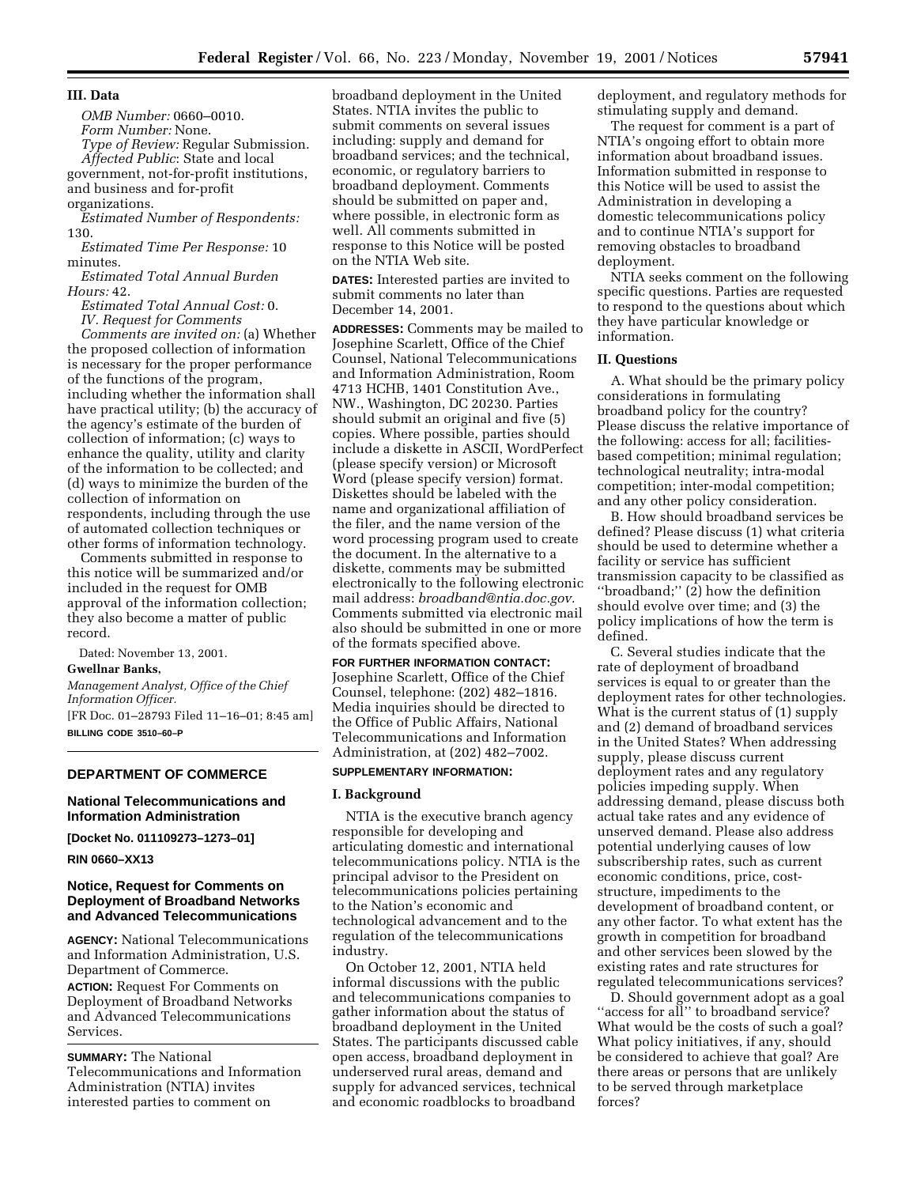### III. Data

*OMB Number:* 0660–0010.

*Form Number:* None.

*Type of Review:* Regular Submission.

*Affected Public*: State and local government, not-for-profit institutions, and business and for-profit organizations.

*Estimated Number of Respondents:* 130.

*Estimated Time Per Response:* 10 minutes.

*Estimated Total Annual Burden Hours:* 42.

*Estimated Total Annual Cost:* 0.

*IV. Request for Comments*

*Comments are invited on:* (a) Whether the proposed collection of information is necessary for the proper performance of the functions of the program, including whether the information shall have practical utility; (b) the accuracy of the agency's estimate of the burden of collection of information; (c) ways to enhance the quality, utility and clarity of the information to be collected; and (d) ways to minimize the burden of the collection of information on respondents, including through the use of automated collection techniques or other forms of information technology.

Comments submitted in response to this notice will be summarized and/or included in the request for OMB approval of the information collection; they also become a matter of public record.

Dated: November 13, 2001.

**Gwellnar Banks,**

*Management Analyst, Office of the Chief Information Officer.*

[FR Doc. 01–28793 Filed 11–16–01; 8:45 am]

**BILLING CODE 3510–60–P**

## DEPARTMENT OF COMMERCE

### National Telecommunications and Information Administration

**[Docket No. 011109273–1273–01]**

**RIN 0660–XX13**

### Notice, Request for Comments on Deployment of Broadband Networks and Advanced Telecommunications

**AGENCY:** National Telecommunications and Information Administration, U.S. Department of Commerce.

**ACTION:** Request For Comments on Deployment of Broadband Networks and Advanced Telecommunications Services.

**SUMMARY:** The National Telecommunications and Information Administration (NTIA) invites interested parties to comment on broadband deployment in the United States. NTIA invites the public to submit comments on several issues including: supply and demand for broadband services; and the technical, economic, or regulatory barriers to broadband deployment. Comments should be submitted on paper and, where possible, in electronic form as well. All comments submitted in response to this Notice will be posted on the NTIA Web site.

**DATES:** Interested parties are invited to submit comments no later than December 14, 2001.

**ADDRESSES:** Comments may be mailed to Josephine Scarlett, Office of the Chief Counsel, National Telecommunications and Information Administration, Room 4713 HCHB, 1401 Constitution Ave., NW., Washington, DC 20230. Parties should submit an original and five (5) copies. Where possible, parties should include a diskette in ASCII, WordPerfect (please specify version) or Microsoft Word (please specify version) format. Diskettes should be labeled with the name and organizational affiliation of the filer, and the name version of the word processing program used to create the document. In the alternative to a diskette, comments may be submitted electronically to the following electronic mail address: *broadband@ntia.doc.gov.* Comments submitted via electronic mail also should be submitted in one or more of the formats specified above.

**FOR FURTHER INFORMATION CONTACT:** Josephine Scarlett, Office of the Chief Counsel, telephone: (202) 482–1816. Media inquiries should be directed to the Office of Public Affairs, National Telecommunications and Information Administration, at (202) 482–7002.

**SUPPLEMENTARY INFORMATION:**

### I. Background

NTIA is the executive branch agency responsible for developing and articulating domestic and international telecommunications policy. NTIA is the principal advisor to the President on telecommunications policies pertaining to the Nation's economic and technological advancement and to the regulation of the telecommunications industry.

On October 12, 2001, NTIA held informal discussions with the public and telecommunications companies to gather information about the status of broadband deployment in the United States. The participants discussed cable open access, broadband deployment in underserved rural areas, demand and supply for advanced services, technical and economic roadblocks to broadband deployment, and regulatory methods for stimulating supply and demand.

The request for comment is a part of NTIA's ongoing effort to obtain more information about broadband issues. Information submitted in response to this Notice will be used to assist the Administration in developing a domestic telecommunications policy and to continue NTIA's support for removing obstacles to broadband deployment.

NTIA seeks comment on the following specific questions. Parties are requested to respond to the questions about which they have particular knowledge or information.

### II. Questions

A. What should be the primary policy considerations in formulating broadband policy for the country? Please discuss the relative importance of the following: access for all; facilities-based competition; minimal regulation; technological neutrality; intra-modal competition; inter-modal competition; and any other policy consideration.

B. How should broadband services be defined? Please discuss (1) what criteria should be used to determine whether a facility or service has sufficient transmission capacity to be classified as "broadband;" (2) how the definition should evolve over time; and (3) the policy implications of how the term is defined.

C. Several studies indicate that the rate of deployment of broadband services is equal to or greater than the deployment rates for other technologies. What is the current status of (1) supply and (2) demand of broadband services in the United States? When addressing supply, please discuss current deployment rates and any regulatory policies impeding supply. When addressing demand, please discuss both actual take rates and any evidence of unserved demand. Please also address potential underlying causes of low subscribership rates, such as current economic conditions, price, cost-structure, impediments to the development of broadband content, or any other factor. To what extent has the growth in competition for broadband and other services been slowed by the existing rates and rate structures for regulated telecommunications services?

D. Should government adopt as a goal "access for all" to broadband service? What would be the costs of such a goal? What policy initiatives, if any, should be considered to achieve that goal? Are there areas or persons that are unlikely to be served through marketplace forces?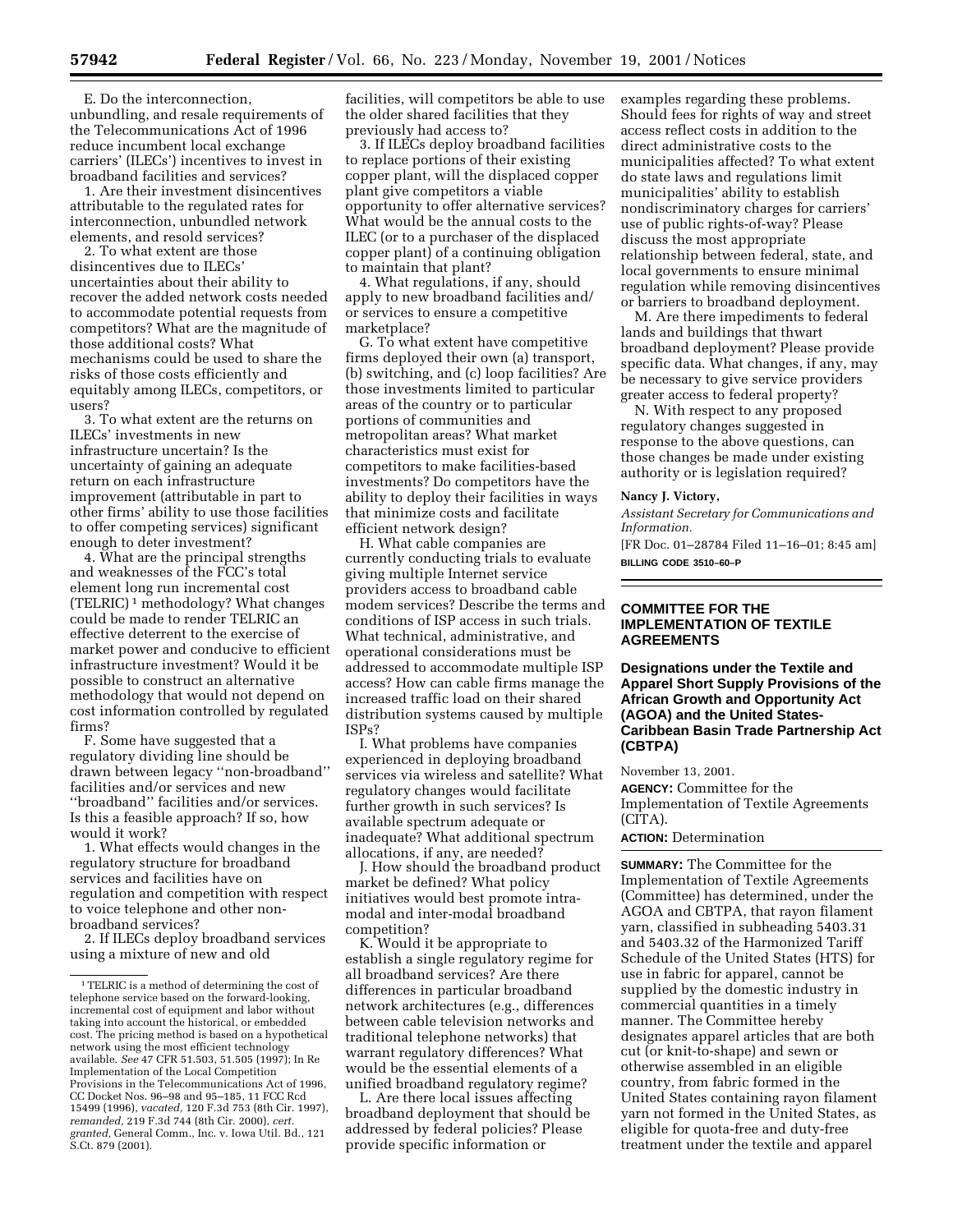E. Do the interconnection, unbundling, and resale requirements of the Telecommunications Act of 1996 reduce incumbent local exchange carriers' (ILECs') incentives to invest in broadband facilities and services?

1. Are their investment disincentives attributable to the regulated rates for interconnection, unbundled network elements, and resold services?

2. To what extent are those disincentives due to ILECs' uncertainties about their ability to recover the added network costs needed to accommodate potential requests from competitors? What are the magnitude of those additional costs? What mechanisms could be used to share the risks of those costs efficiently and equitably among ILECs, competitors, or users?

3. To what extent are the returns on ILECs' investments in new infrastructure uncertain? Is the uncertainty of gaining an adequate return on each infrastructure improvement (attributable in part to other firms' ability to use those facilities to offer competing services) significant enough to deter investment?

4. What are the principal strengths and weaknesses of the FCC's total element long run incremental cost (TELRIC)[1] methodology? What changes could be made to render TELRIC an effective deterrent to the exercise of market power and conducive to efficient infrastructure investment? Would it be possible to construct an alternative methodology that would not depend on cost information controlled by regulated firms?

F. Some have suggested that a regulatory dividing line should be drawn between legacy ''non-broadband'' facilities and/or services and new ''broadband'' facilities and/or services. Is this a feasible approach? If so, how would it work?

1. What effects would changes in the regulatory structure for broadband services and facilities have on regulation and competition with respect to voice telephone and other non-broadband services?

2. If ILECs deploy broadband services using a mixture of new and old facilities, will competitors be able to use the older shared facilities that they previously had access to?

3. If ILECs deploy broadband facilities to replace portions of their existing copper plant, will the displaced copper plant give competitors a viable opportunity to offer alternative services? What would be the annual costs to the ILEC (or to a purchaser of the displaced copper plant) of a continuing obligation to maintain that plant?

4. What regulations, if any, should apply to new broadband facilities and/or services to ensure a competitive marketplace?

G. To what extent have competitive firms deployed their own (a) transport, (b) switching, and (c) loop facilities? Are those investments limited to particular areas of the country or to particular portions of communities and metropolitan areas? What market characteristics must exist for competitors to make facilities-based investments? Do competitors have the ability to deploy their facilities in ways that minimize costs and facilitate efficient network design?

H. What cable companies are currently conducting trials to evaluate giving multiple Internet service providers access to broadband cable modem services? Describe the terms and conditions of ISP access in such trials. What technical, administrative, and operational considerations must be addressed to accommodate multiple ISP access? How can cable firms manage the increased traffic load on their shared distribution systems caused by multiple ISPs?

I. What problems have companies experienced in deploying broadband services via wireless and satellite? What regulatory changes would facilitate further growth in such services? Is available spectrum adequate or inadequate? What additional spectrum allocations, if any, are needed?

J. How should the broadband product market be defined? What policy initiatives would best promote intra-modal and inter-modal broadband competition?

K. Would it be appropriate to establish a single regulatory regime for all broadband services? Are there differences in particular broadband network architectures (e.g., differences between cable television networks and traditional telephone networks) that warrant regulatory differences? What would be the essential elements of a unified broadband regulatory regime?

L. Are there local issues affecting broadband deployment that should be addressed by federal policies? Please provide specific information or examples regarding these problems. Should fees for rights of way and street access reflect costs in addition to the direct administrative costs to the municipalities affected? To what extent do state laws and regulations limit municipalities' ability to establish nondiscriminatory charges for carriers' use of public rights-of-way? Please discuss the most appropriate relationship between federal, state, and local governments to ensure minimal regulation while removing disincentives or barriers to broadband deployment.

M. Are there impediments to federal lands and buildings that thwart broadband deployment? Please provide specific data. What changes, if any, may be necessary to give service providers greater access to federal property?

N. With respect to any proposed regulatory changes suggested in response to the above questions, can those changes be made under existing authority or is legislation required?

**Nancy J. Victory,**

*Assistant Secretary for Communications and Information.*

[FR Doc. 01–28784 Filed 11–16–01; 8:45 am]

**BILLING CODE 3510–60–P**

[1] TELRIC is a method of determining the cost of telephone service based on the forward-looking, incremental cost of equipment and labor without taking into account the historical, or embedded cost. The pricing method is based on a hypothetical network using the most efficient technology available. *See* 47 CFR 51.503, 51.505 (1997); In Re Implementation of the Local Competition Provisions in the Telecommunications Act of 1996, CC Docket Nos. 96–98 and 95–185, 11 FCC Rcd 15499 (1996), *vacated,* 120 F.3d 753 (8th Cir. 1997), *remanded,* 219 F.3d 744 (8th Cir. 2000), *cert. granted,* General Comm., Inc. v. Iowa Util. Bd., 121 S.Ct. 879 (2001).

## COMMITTEE FOR THE IMPLEMENTATION OF TEXTILE AGREEMENTS

### Designations under the Textile and Apparel Short Supply Provisions of the African Growth and Opportunity Act (AGOA) and the United States-Caribbean Basin Trade Partnership Act (CBTPA)

November 13, 2001.

**AGENCY:** Committee for the Implementation of Textile Agreements (CITA).

**ACTION:** Determination

**SUMMARY:** The Committee for the Implementation of Textile Agreements (Committee) has determined, under the AGOA and CBTPA, that rayon filament yarn, classified in subheading 5403.31 and 5403.32 of the Harmonized Tariff Schedule of the United States (HTS) for use in fabric for apparel, cannot be supplied by the domestic industry in commercial quantities in a timely manner. The Committee hereby designates apparel articles that are both cut (or knit-to-shape) and sewn or otherwise assembled in an eligible country, from fabric formed in the United States containing rayon filament yarn not formed in the United States, as eligible for quota-free and duty-free treatment under the textile and apparel